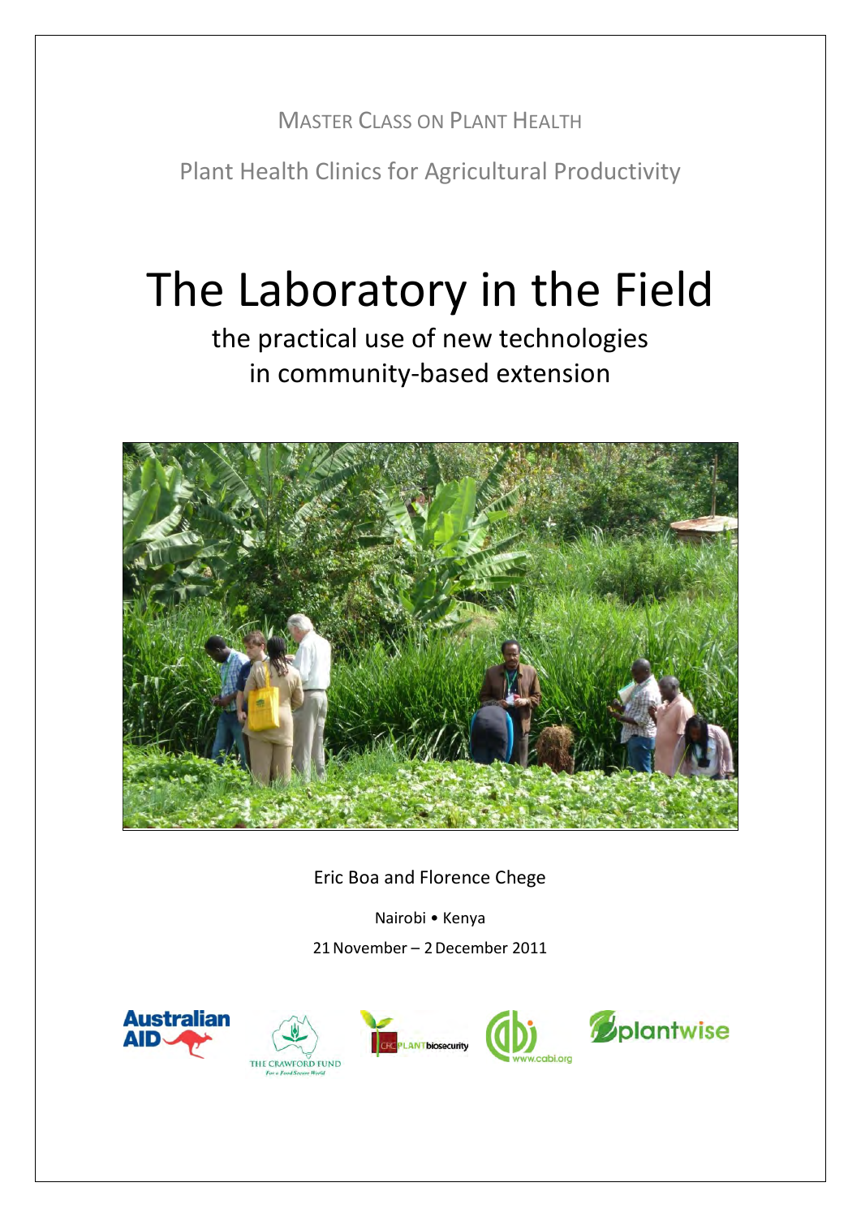MASTER CLASS ON PLANT HEALTH

Plant Health Clinics for Agricultural Productivity

# The Laboratory in the Field

## the practical use of new technologies in community-based extension

Eric Boa and Florence Chege

Nairobi • Kenya

21 November – 2 December 2011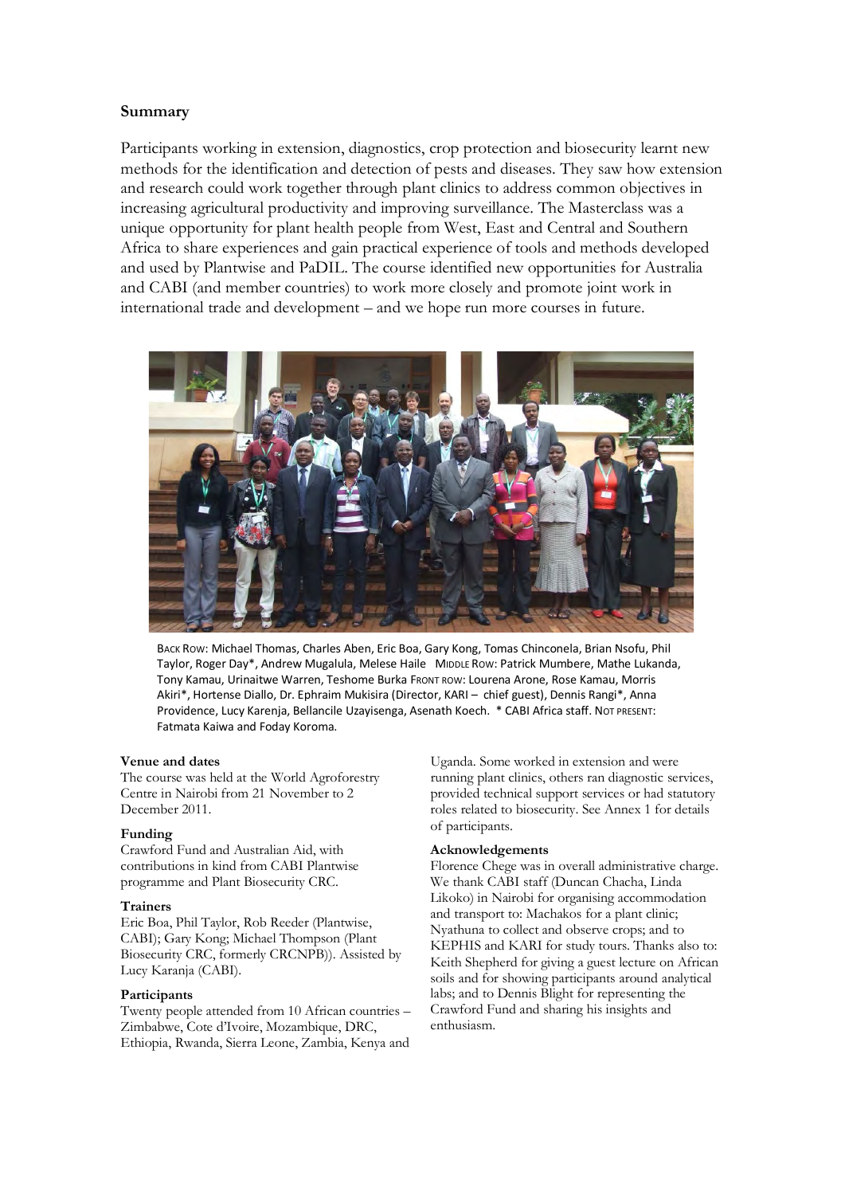## Summary

Participants working in extension, diagnostics, crop protection and biosecurity learnt new methods for the identification and detection of pests and diseases. They saw how extension and research could work together through plant clinics to address common objectives in increasing agricultural productivity and improving surveillance. The Masterclass was a unique opportunity for plant health people from West, East and Central and Southern Africa to share experiences and gain practical experience of tools and methods developed and used by Plantwise and PaDIL. The course identified new opportunities for Australia and CABI (and member countries) to work more closely and promote joint work in international trade and development – and we hope run more courses in future.

BACK ROW: Michael Thomas, Charles Aben, Eric Boa, Gary Kong, Tomas Chinconela, Brian Nsofu, Phil Taylor, Roger Day*, Andrew Mugalula, Melese Haile MIDDLE ROW: Patrick Mumbere, Mathe Lukanda, Tony Kamau, Urinaitwe Warren, Teshome Burka FRONT ROW: Lourena Arone, Rose Kamau, Morris Akiri*, Hortense Diallo, Dr. Ephraim Mukisira (Director, KARI – chief guest), Dennis Rangi*, Anna Providence, Lucy Karenja, Bellancile Uzayisenga, Asenath Koech. * CABI Africa staff. NOT PRESENT: Fatmata Kaiwa and Foday Koroma.

### Venue and dates

The course was held at the World Agroforestry Centre in Nairobi from 21 November to 2 December 2011.

### Funding

Crawford Fund and Australian Aid, with contributions in kind from CABI Plantwise programme and Plant Biosecurity CRC.

### Trainers

Eric Boa, Phil Taylor, Rob Reeder (Plantwise, CABI); Gary Kong; Michael Thompson (Plant Biosecurity CRC, formerly CRCNPB)). Assisted by Lucy Karanja (CABI).

### Participants

Twenty people attended from 10 African countries – Zimbabwe, Cote d'Ivoire, Mozambique, DRC, Ethiopia, Rwanda, Sierra Leone, Zambia, Kenya and Uganda. Some worked in extension and were running plant clinics, others ran diagnostic services, provided technical support services or had statutory roles related to biosecurity. See Annex 1 for details of participants.

### Acknowledgements

Florence Chege was in overall administrative charge. We thank CABI staff (Duncan Chacha, Linda Likoko) in Nairobi for organising accommodation and transport to: Machakos for a plant clinic; Nyathuna to collect and observe crops; and to KEPHIS and KARI for study tours. Thanks also to: Keith Shepherd for giving a guest lecture on African soils and for showing participants around analytical labs; and to Dennis Blight for representing the Crawford Fund and sharing his insights and enthusiasm.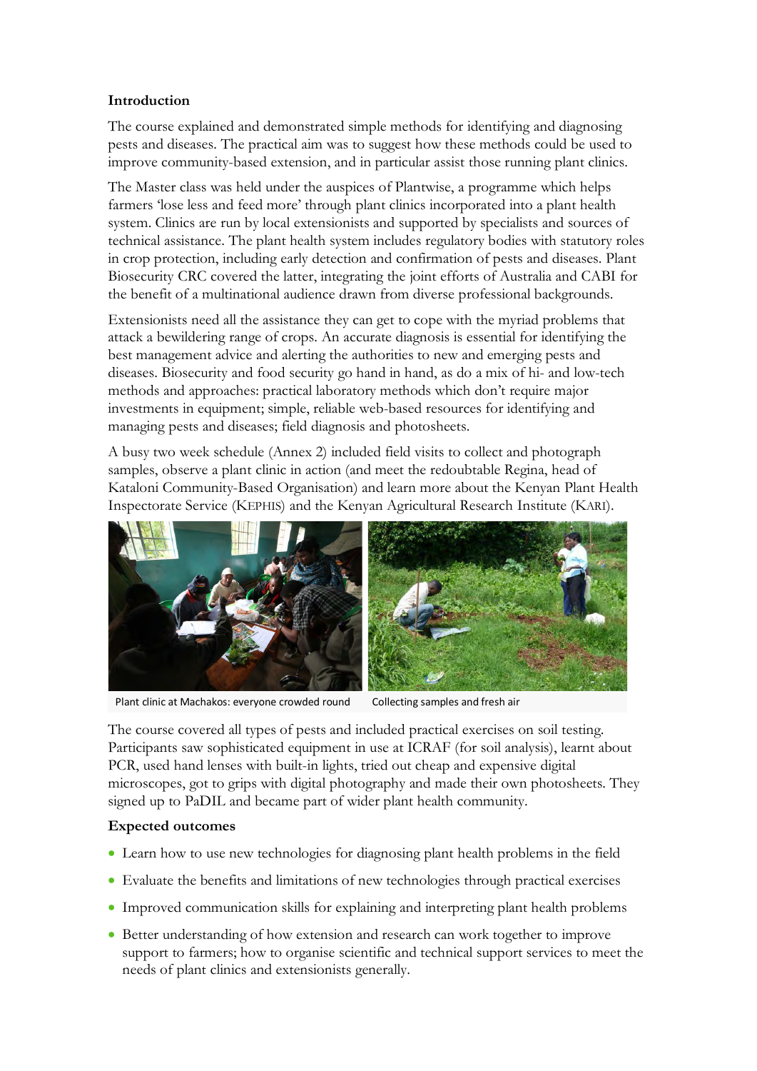**Introduction**

The course explained and demonstrated simple methods for identifying and diagnosing pests and diseases. The practical aim was to suggest how these methods could be used to improve community-based extension, and in particular assist those running plant clinics.

The Master class was held under the auspices of Plantwise, a programme which helps farmers 'lose less and feed more' through plant clinics incorporated into a plant health system. Clinics are run by local extensionists and supported by specialists and sources of technical assistance. The plant health system includes regulatory bodies with statutory roles in crop protection, including early detection and confirmation of pests and diseases. Plant Biosecurity CRC covered the latter, integrating the joint efforts of Australia and CABI for the benefit of a multinational audience drawn from diverse professional backgrounds.

Extensionists need all the assistance they can get to cope with the myriad problems that attack a bewildering range of crops. An accurate diagnosis is essential for identifying the best management advice and alerting the authorities to new and emerging pests and diseases. Biosecurity and food security go hand in hand, as do a mix of hi- and low-tech methods and approaches: practical laboratory methods which don't require major investments in equipment; simple, reliable web-based resources for identifying and managing pests and diseases; field diagnosis and photosheets.

A busy two week schedule (Annex 2) included field visits to collect and photograph samples, observe a plant clinic in action (and meet the redoubtable Regina, head of Kataloni Community-Based Organisation) and learn more about the Kenyan Plant Health Inspectorate Service (KEPHIS) and the Kenyan Agricultural Research Institute (KARI).

Plant clinic at Machakos: everyone crowded round

Collecting samples and fresh air

The course covered all types of pests and included practical exercises on soil testing. Participants saw sophisticated equipment in use at ICRAF (for soil analysis), learnt about PCR, used hand lenses with built-in lights, tried out cheap and expensive digital microscopes, got to grips with digital photography and made their own photosheets. They signed up to PaDIL and became part of wider plant health community.

**Expected outcomes**

- Learn how to use new technologies for diagnosing plant health problems in the field
- Evaluate the benefits and limitations of new technologies through practical exercises
- Improved communication skills for explaining and interpreting plant health problems
- Better understanding of how extension and research can work together to improve support to farmers; how to organise scientific and technical support services to meet the needs of plant clinics and extensionists generally.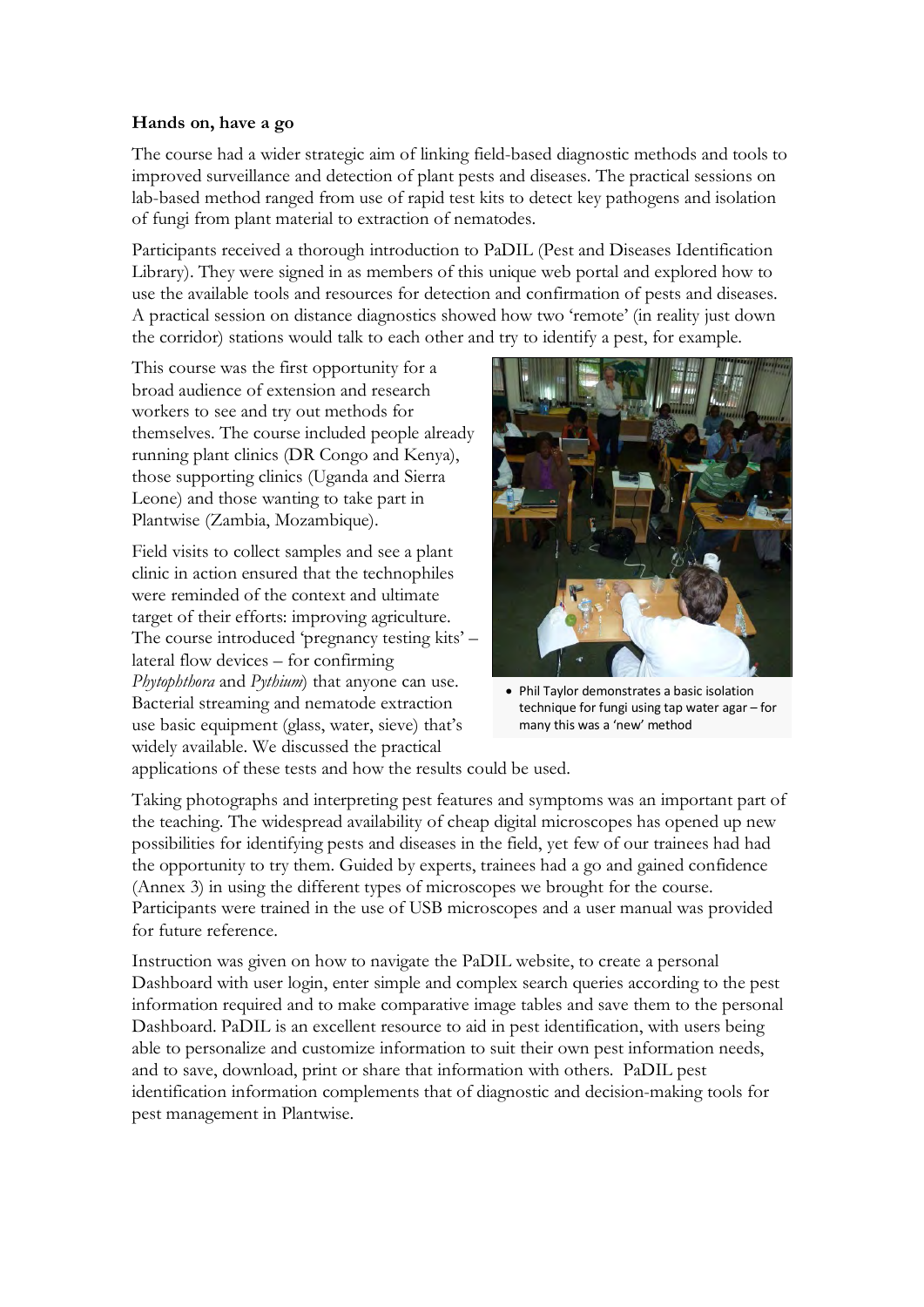**Hands on, have a go**

The course had a wider strategic aim of linking field-based diagnostic methods and tools to improved surveillance and detection of plant pests and diseases. The practical sessions on lab-based method ranged from use of rapid test kits to detect key pathogens and isolation of fungi from plant material to extraction of nematodes.

Participants received a thorough introduction to PaDIL (Pest and Diseases Identification Library). They were signed in as members of this unique web portal and explored how to use the available tools and resources for detection and confirmation of pests and diseases. A practical session on distance diagnostics showed how two 'remote' (in reality just down the corridor) stations would talk to each other and try to identify a pest, for example.

This course was the first opportunity for a broad audience of extension and research workers to see and try out methods for themselves. The course included people already running plant clinics (DR Congo and Kenya), those supporting clinics (Uganda and Sierra Leone) and those wanting to take part in Plantwise (Zambia, Mozambique).

Field visits to collect samples and see a plant clinic in action ensured that the technophiles were reminded of the context and ultimate target of their efforts: improving agriculture. The course introduced 'pregnancy testing kits' – lateral flow devices – for confirming *Phytophthora* and *Pythium*) that anyone can use. Bacterial streaming and nematode extraction use basic equipment (glass, water, sieve) that's widely available. We discussed the practical applications of these tests and how the results could be used.

- Phil Taylor demonstrates a basic isolation technique for fungi using tap water agar – for many this was a 'new' method

Taking photographs and interpreting pest features and symptoms was an important part of the teaching. The widespread availability of cheap digital microscopes has opened up new possibilities for identifying pests and diseases in the field, yet few of our trainees had had the opportunity to try them. Guided by experts, trainees had a go and gained confidence (Annex 3) in using the different types of microscopes we brought for the course. Participants were trained in the use of USB microscopes and a user manual was provided for future reference.

Instruction was given on how to navigate the PaDIL website, to create a personal Dashboard with user login, enter simple and complex search queries according to the pest information required and to make comparative image tables and save them to the personal Dashboard. PaDIL is an excellent resource to aid in pest identification, with users being able to personalize and customize information to suit their own pest information needs, and to save, download, print or share that information with others. PaDIL pest identification information complements that of diagnostic and decision-making tools for pest management in Plantwise.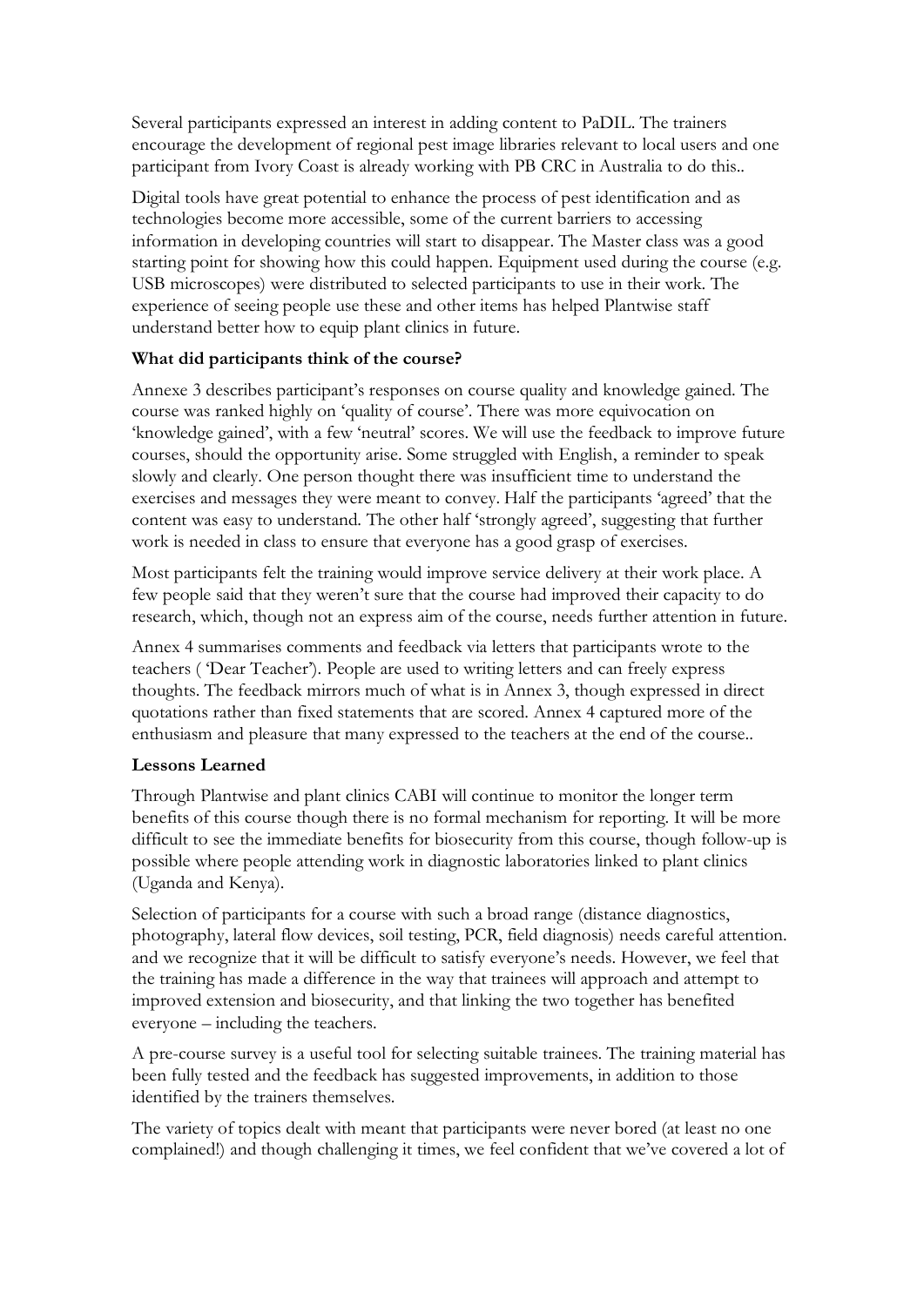Several participants expressed an interest in adding content to PaDIL. The trainers encourage the development of regional pest image libraries relevant to local users and one participant from Ivory Coast is already working with PB CRC in Australia to do this..

Digital tools have great potential to enhance the process of pest identification and as technologies become more accessible, some of the current barriers to accessing information in developing countries will start to disappear. The Master class was a good starting point for showing how this could happen. Equipment used during the course (e.g. USB microscopes) were distributed to selected participants to use in their work. The experience of seeing people use these and other items has helped Plantwise staff understand better how to equip plant clinics in future.

**What did participants think of the course?**

Annexe 3 describes participant's responses on course quality and knowledge gained. The course was ranked highly on 'quality of course'. There was more equivocation on 'knowledge gained', with a few 'neutral' scores. We will use the feedback to improve future courses, should the opportunity arise. Some struggled with English, a reminder to speak slowly and clearly. One person thought there was insufficient time to understand the exercises and messages they were meant to convey. Half the participants 'agreed' that the content was easy to understand. The other half 'strongly agreed', suggesting that further work is needed in class to ensure that everyone has a good grasp of exercises.

Most participants felt the training would improve service delivery at their work place. A few people said that they weren't sure that the course had improved their capacity to do research, which, though not an express aim of the course, needs further attention in future.

Annex 4 summarises comments and feedback via letters that participants wrote to the teachers ( 'Dear Teacher'). People are used to writing letters and can freely express thoughts. The feedback mirrors much of what is in Annex 3, though expressed in direct quotations rather than fixed statements that are scored. Annex 4 captured more of the enthusiasm and pleasure that many expressed to the teachers at the end of the course..

**Lessons Learned**

Through Plantwise and plant clinics CABI will continue to monitor the longer term benefits of this course though there is no formal mechanism for reporting. It will be more difficult to see the immediate benefits for biosecurity from this course, though follow-up is possible where people attending work in diagnostic laboratories linked to plant clinics (Uganda and Kenya).

Selection of participants for a course with such a broad range (distance diagnostics, photography, lateral flow devices, soil testing, PCR, field diagnosis) needs careful attention. and we recognize that it will be difficult to satisfy everyone's needs. However, we feel that the training has made a difference in the way that trainees will approach and attempt to improved extension and biosecurity, and that linking the two together has benefited everyone – including the teachers.

A pre-course survey is a useful tool for selecting suitable trainees. The training material has been fully tested and the feedback has suggested improvements, in addition to those identified by the trainers themselves.

The variety of topics dealt with meant that participants were never bored (at least no one complained!) and though challenging it times, we feel confident that we've covered a lot of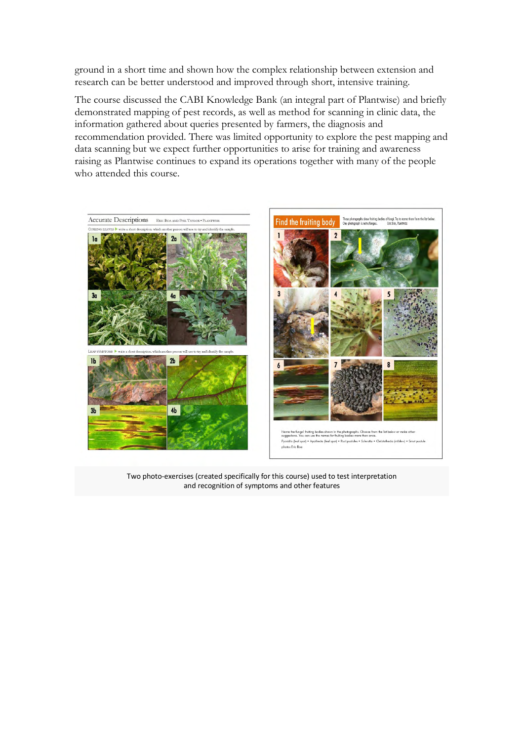ground in a short time and shown how the complex relationship between extension and research can be better understood and improved through short, intensive training.

The course discussed the CABI Knowledge Bank (an integral part of Plantwise) and briefly demonstrated mapping of pest records, as well as method for scanning in clinic data, the information gathered about queries presented by farmers, the diagnosis and recommendation provided. There was limited opportunity to explore the pest mapping and data scanning but we expect further opportunities to arise for training and awareness raising as Plantwise continues to expand its operations together with many of the people who attended this course.

Two photo-exercises (created specifically for this course) used to test interpretation and recognition of symptoms and other features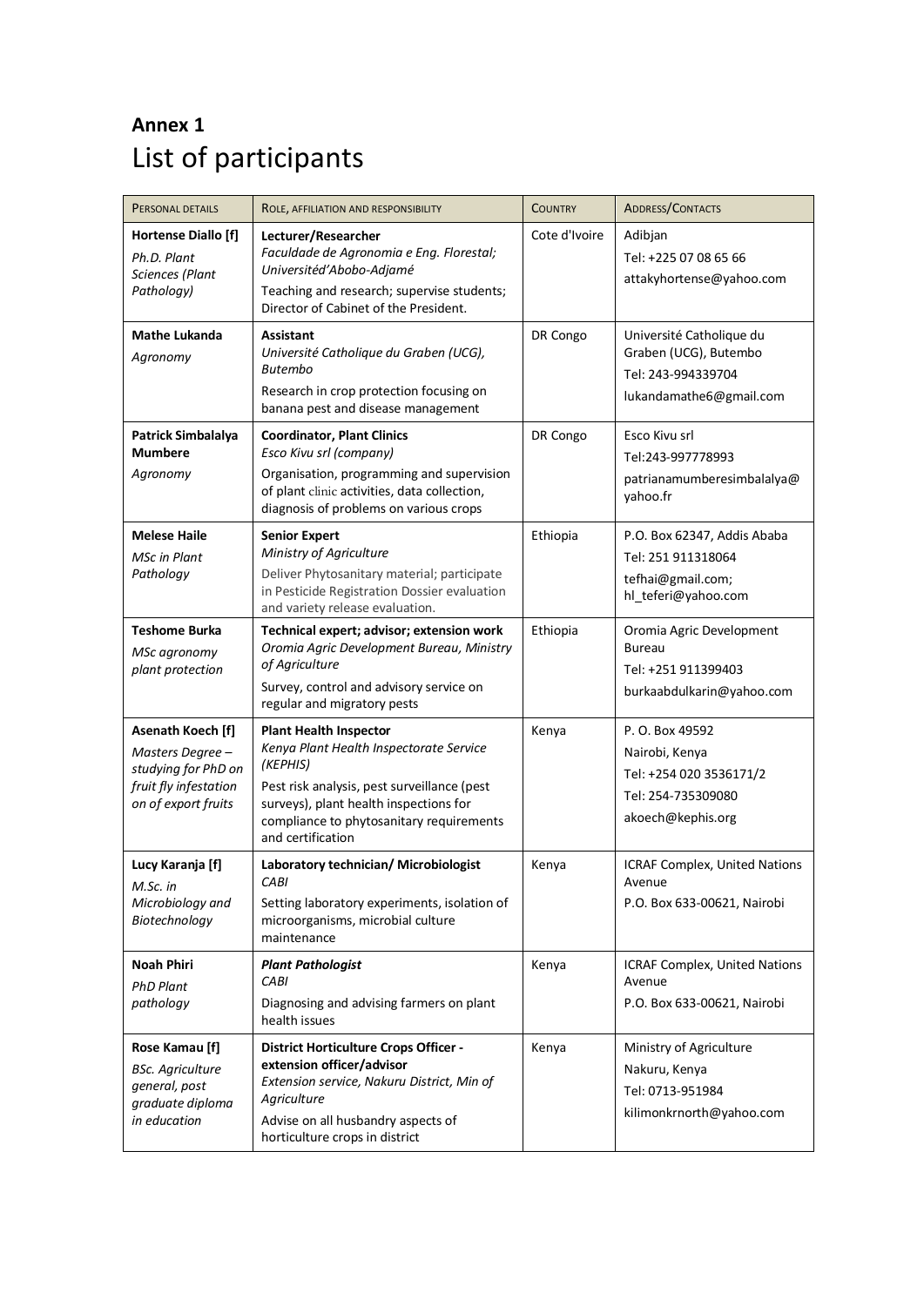# Annex 1

## List of participants

| Personal details | Role, affiliation and responsibility | Country | Address/Contacts |
|---|---|---|---|
| **Hortense Diallo [f]**<br>*Ph.D. Plant Sciences (Plant Pathology)* | **Lecturer/Researcher**<br>*Faculdade de Agronomia e Eng. Florestal; Universitéd'Abobo-Adjamé*<br>Teaching and research; supervise students; Director of Cabinet of the President. | Cote d'Ivoire | Adibjan<br>Tel: +225 07 08 65 66<br>attakyhortense@yahoo.com |
| **Mathe Lukanda**<br>*Agronomy* | **Assistant**<br>*Université Catholique du Graben (UCG), Butembo*<br>Research in crop protection focusing on banana pest and disease management | DR Congo | Université Catholique du Graben (UCG), Butembo<br>Tel: 243-994339704<br>lukandamathe6@gmail.com |
| **Patrick Simbalalya Mumbere**<br>*Agronomy* | **Coordinator, Plant Clinics**<br>*Esco Kivu srl (company)*<br>Organisation, programming and supervision of plant clinic activities, data collection, diagnosis of problems on various crops | DR Congo | Esco Kivu srl<br>Tel:243-997778993<br>patrianamumberesimbalalya@yahoo.fr |
| **Melese Haile**<br>*MSc in Plant Pathology* | **Senior Expert**<br>*Ministry of Agriculture*<br>Deliver Phytosanitary material; participate in Pesticide Registration Dossier evaluation and variety release evaluation. | Ethiopia | P.O. Box 62347, Addis Ababa<br>Tel: 251 911318064<br>tefhai@gmail.com; hl_teferi@yahoo.com |
| **Teshome Burka**<br>*MSc agronomy plant protection* | **Technical expert; advisor; extension work**<br>*Oromia Agric Development Bureau, Ministry of Agriculture*<br>Survey, control and advisory service on regular and migratory pests | Ethiopia | Oromia Agric Development Bureau<br>Tel: +251 911399403<br>burkaabdulkarin@yahoo.com |
| **Asenath Koech [f]**<br>*Masters Degree – studying for PhD on fruit fly infestation on of export fruits* | **Plant Health Inspector**<br>*Kenya Plant Health Inspectorate Service (KEPHIS)*<br>Pest risk analysis, pest surveillance (pest surveys), plant health inspections for compliance to phytosanitary requirements and certification | Kenya | P. O. Box 49592<br>Nairobi, Kenya<br>Tel: +254 020 3536171/2<br>Tel: 254-735309080<br>akoech@kephis.org |
| **Lucy Karanja [f]**<br>*M.Sc. in Microbiology and Biotechnology* | **Laboratory technician/ Microbiologist**<br>*CABI*<br>Setting laboratory experiments, isolation of microorganisms, microbial culture maintenance | Kenya | ICRAF Complex, United Nations Avenue<br>P.O. Box 633-00621, Nairobi |
| **Noah Phiri**<br>*PhD Plant pathology* | ***Plant Pathologist***<br>*CABI*<br>Diagnosing and advising farmers on plant health issues | Kenya | ICRAF Complex, United Nations Avenue<br>P.O. Box 633-00621, Nairobi |
| **Rose Kamau [f]**<br>*BSc. Agriculture general, post graduate diploma in education* | **District Horticulture Crops Officer - extension officer/advisor**<br>*Extension service, Nakuru District, Min of Agriculture*<br>Advise on all husbandry aspects of horticulture crops in district | Kenya | Ministry of Agriculture<br>Nakuru, Kenya<br>Tel: 0713-951984<br>kilimonkrnorth@yahoo.com |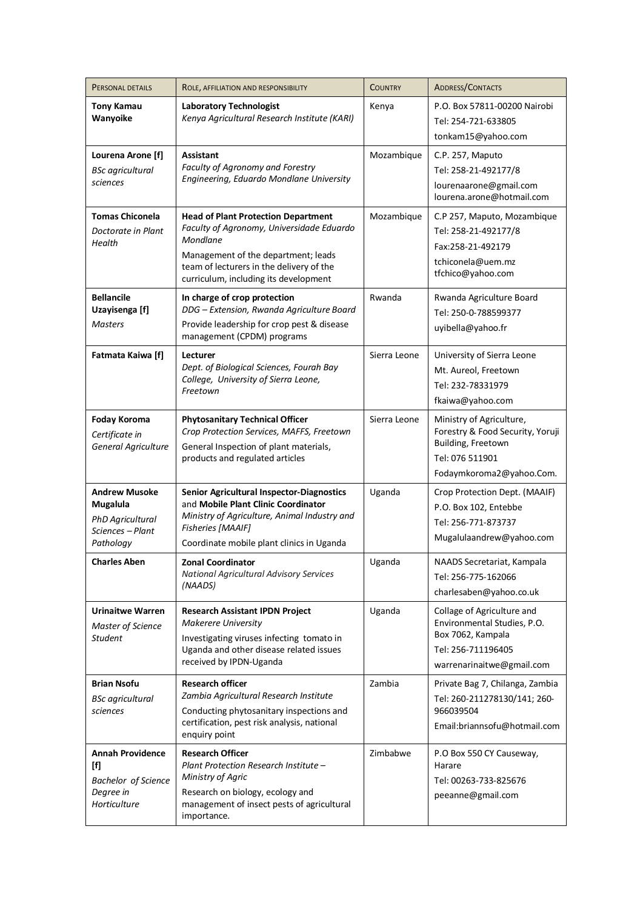| Personal details | Role, affiliation and responsibility | Country | Address/Contacts |
|---|---|---|---|
| **Tony Kamau Wanyoike** | **Laboratory Technologist**<br>*Kenya Agricultural Research Institute (KARI)* | Kenya | P.O. Box 57811-00200 Nairobi<br>Tel: 254-721-633805<br>tonkam15@yahoo.com |
| **Lourena Arone [f]**<br>*BSc agricultural sciences* | **Assistant**<br>*Faculty of Agronomy and Forestry Engineering, Eduardo Mondlane University* | Mozambique | C.P. 257, Maputo<br>Tel: 258-21-492177/8<br>lourenaarone@gmail.com<br>lourena.arone@hotmail.com |
| **Tomas Chiconela**<br>*Doctorate in Plant Health* | **Head of Plant Protection Department**<br>*Faculty of Agronomy, Universidade Eduardo Mondlane*<br>Management of the department; leads team of lecturers in the delivery of the curriculum, including its development | Mozambique | C.P 257, Maputo, Mozambique<br>Tel: 258-21-492177/8<br>Fax:258-21-492179<br>tchiconela@uem.mz<br>tfchico@yahoo.com |
| **Bellancile Uzayisenga [f]**<br>*Masters* | **In charge of crop protection**<br>*DDG – Extension, Rwanda Agriculture Board*<br>Provide leadership for crop pest & disease management (CPDM) programs | Rwanda | Rwanda Agriculture Board<br>Tel: 250-0-788599377<br>uyibella@yahoo.fr |
| **Fatmata Kaiwa [f]** | **Lecturer**<br>*Dept. of Biological Sciences, Fourah Bay College, University of Sierra Leone, Freetown* | Sierra Leone | University of Sierra Leone<br>Mt. Aureol, Freetown<br>Tel: 232-78331979<br>fkaiwa@yahoo.com |
| **Foday Koroma**<br>*Certificate in General Agriculture* | **Phytosanitary Technical Officer**<br>*Crop Protection Services, MAFFS, Freetown*<br>General Inspection of plant materials, products and regulated articles | Sierra Leone | Ministry of Agriculture, Forestry & Food Security, Yoruji Building, Freetown<br>Tel: 076 511901<br>Fodaymkoroma2@yahoo.Com. |
| **Andrew Musoke Mugalula**<br>*PhD Agricultural Sciences – Plant Pathology* | **Senior Agricultural Inspector-Diagnostics** and **Mobile Plant Clinic Coordinator**<br>*Ministry of Agriculture, Animal Industry and Fisheries [MAAIF]*<br>Coordinate mobile plant clinics in Uganda | Uganda | Crop Protection Dept. (MAAIF)<br>P.O. Box 102, Entebbe<br>Tel: 256-771-873737<br>Mugalulaandrew@yahoo.com |
| **Charles Aben** | **Zonal Coordinator**<br>*National Agricultural Advisory Services (NAADS)* | Uganda | NAADS Secretariat, Kampala<br>Tel: 256-775-162066<br>charlesaben@yahoo.co.uk |
| **Urinaitwe Warren**<br>*Master of Science Student* | **Research Assistant IPDN Project**<br>*Makerere University*<br>Investigating viruses infecting tomato in Uganda and other disease related issues received by IPDN-Uganda | Uganda | Collage of Agriculture and Environmental Studies, P.O. Box 7062, Kampala<br>Tel: 256-711196405<br>warrenarinaitwe@gmail.com |
| **Brian Nsofu**<br>*BSc agricultural sciences* | **Research officer**<br>*Zambia Agricultural Research Institute*<br>Conducting phytosanitary inspections and certification, pest risk analysis, national enquiry point | Zambia | Private Bag 7, Chilanga, Zambia<br>Tel: 260-211278130/141; 260-966039504<br>Email:briannsofu@hotmail.com |
| **Annah Providence [f]**<br>*Bachelor of Science Degree in Horticulture* | **Research Officer**<br>*Plant Protection Research Institute – Ministry of Agric*<br>Research on biology, ecology and management of insect pests of agricultural importance. | Zimbabwe | P.O Box 550 CY Causeway, Harare<br>Tel: 00263-733-825676<br>peeanne@gmail.com |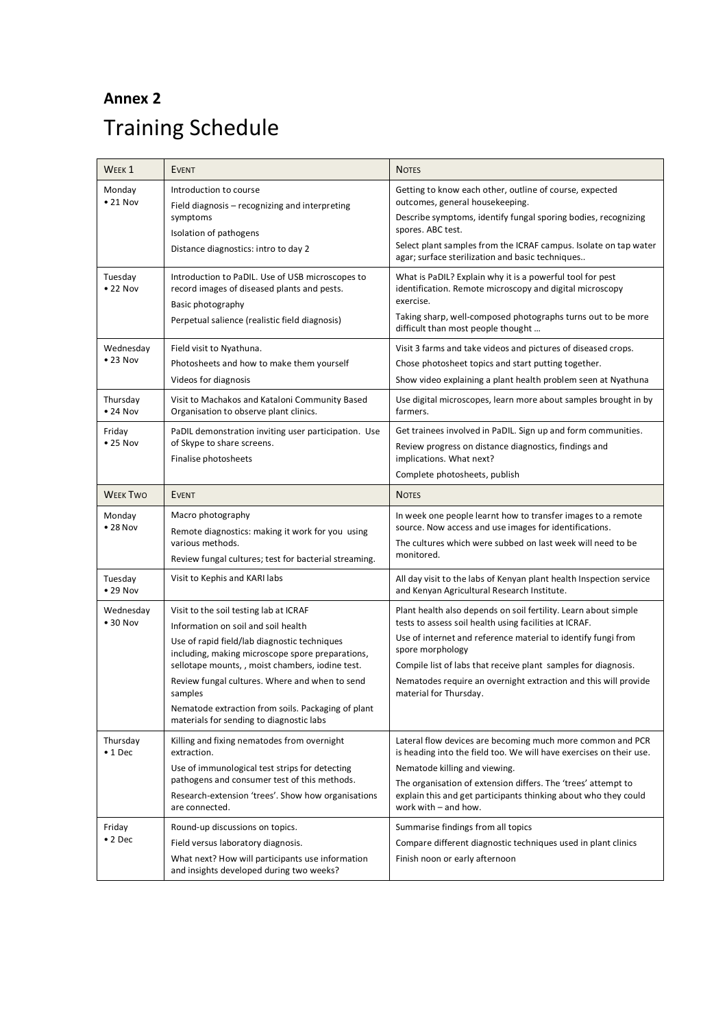## Annex 2

# Training Schedule

| Week 1 | Event | Notes |
|---|---|---|
| Monday • 21 Nov | Introduction to course<br>Field diagnosis – recognizing and interpreting symptoms<br>Isolation of pathogens<br>Distance diagnostics: intro to day 2 | Getting to know each other, outline of course, expected outcomes, general housekeeping.<br>Describe symptoms, identify fungal sporing bodies, recognizing spores. ABC test.<br>Select plant samples from the ICRAF campus. Isolate on tap water agar; surface sterilization and basic techniques.. |
| Tuesday • 22 Nov | Introduction to PaDIL. Use of USB microscopes to record images of diseased plants and pests.<br>Basic photography<br>Perpetual salience (realistic field diagnosis) | What is PaDIL? Explain why it is a powerful tool for pest identification. Remote microscopy and digital microscopy exercise.<br>Taking sharp, well-composed photographs turns out to be more difficult than most people thought … |
| Wednesday • 23 Nov | Field visit to Nyathuna.<br>Photosheets and how to make them yourself<br>Videos for diagnosis | Visit 3 farms and take videos and pictures of diseased crops.<br>Chose photosheet topics and start putting together.<br>Show video explaining a plant health problem seen at Nyathuna |
| Thursday • 24 Nov | Visit to Machakos and Kataloni Community Based Organisation to observe plant clinics. | Use digital microscopes, learn more about samples brought in by farmers. |
| Friday • 25 Nov | PaDIL demonstration inviting user participation. Use of Skype to share screens.<br>Finalise photosheets | Get trainees involved in PaDIL. Sign up and form communities.<br>Review progress on distance diagnostics, findings and implications. What next?<br>Complete photosheets, publish |
| **Week Two** | **Event** | **Notes** |
| Monday • 28 Nov | Macro photography<br>Remote diagnostics: making it work for you using various methods.<br>Review fungal cultures; test for bacterial streaming. | In week one people learnt how to transfer images to a remote source. Now access and use images for identifications.<br>The cultures which were subbed on last week will need to be monitored. |
| Tuesday • 29 Nov | Visit to Kephis and KARI labs | All day visit to the labs of Kenyan plant health Inspection service and Kenyan Agricultural Research Institute. |
| Wednesday • 30 Nov | Visit to the soil testing lab at ICRAF<br>Information on soil and soil health<br>Use of rapid field/lab diagnostic techniques including, making microscope spore preparations, sellotape mounts, , moist chambers, iodine test.<br>Review fungal cultures. Where and when to send samples<br>Nematode extraction from soils. Packaging of plant materials for sending to diagnostic labs | Plant health also depends on soil fertility. Learn about simple tests to assess soil health using facilities at ICRAF.<br>Use of internet and reference material to identify fungi from spore morphology<br>Compile list of labs that receive plant samples for diagnosis.<br>Nematodes require an overnight extraction and this will provide material for Thursday. |
| Thursday • 1 Dec | Killing and fixing nematodes from overnight extraction.<br>Use of immunological test strips for detecting pathogens and consumer test of this methods.<br>Research-extension 'trees'. Show how organisations are connected. | Lateral flow devices are becoming much more common and PCR is heading into the field too. We will have exercises on their use.<br>Nematode killing and viewing.<br>The organisation of extension differs. The 'trees' attempt to explain this and get participants thinking about who they could work with – and how. |
| Friday • 2 Dec | Round-up discussions on topics.<br>Field versus laboratory diagnosis.<br>What next? How will participants use information and insights developed during two weeks? | Summarise findings from all topics<br>Compare different diagnostic techniques used in plant clinics<br>Finish noon or early afternoon |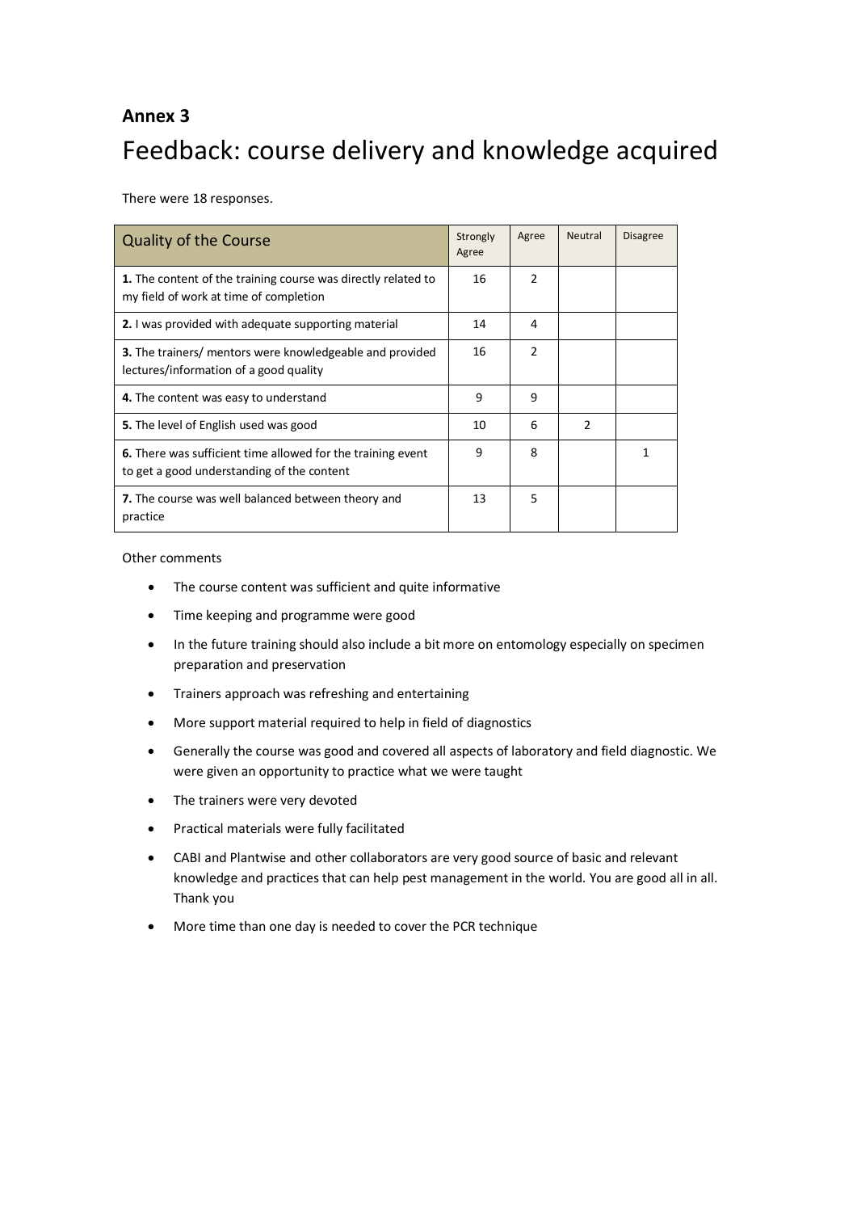# Annex 3

## Feedback: course delivery and knowledge acquired

There were 18 responses.

| Quality of the Course | Strongly Agree | Agree | Neutral | Disagree |
|---|---|---|---|---|
| **1.** The content of the training course was directly related to my field of work at time of completion | 16 | 2 | | |
| **2.** I was provided with adequate supporting material | 14 | 4 | | |
| **3.** The trainers/ mentors were knowledgeable and provided lectures/information of a good quality | 16 | 2 | | |
| **4.** The content was easy to understand | 9 | 9 | | |
| **5.** The level of English used was good | 10 | 6 | 2 | |
| **6.** There was sufficient time allowed for the training event to get a good understanding of the content | 9 | 8 | | 1 |
| **7.** The course was well balanced between theory and practice | 13 | 5 | | |

Other comments

- The course content was sufficient and quite informative
- Time keeping and programme were good
- In the future training should also include a bit more on entomology especially on specimen preparation and preservation
- Trainers approach was refreshing and entertaining
- More support material required to help in field of diagnostics
- Generally the course was good and covered all aspects of laboratory and field diagnostic. We were given an opportunity to practice what we were taught
- The trainers were very devoted
- Practical materials were fully facilitated
- CABI and Plantwise and other collaborators are very good source of basic and relevant knowledge and practices that can help pest management in the world. You are good all in all. Thank you
- More time than one day is needed to cover the PCR technique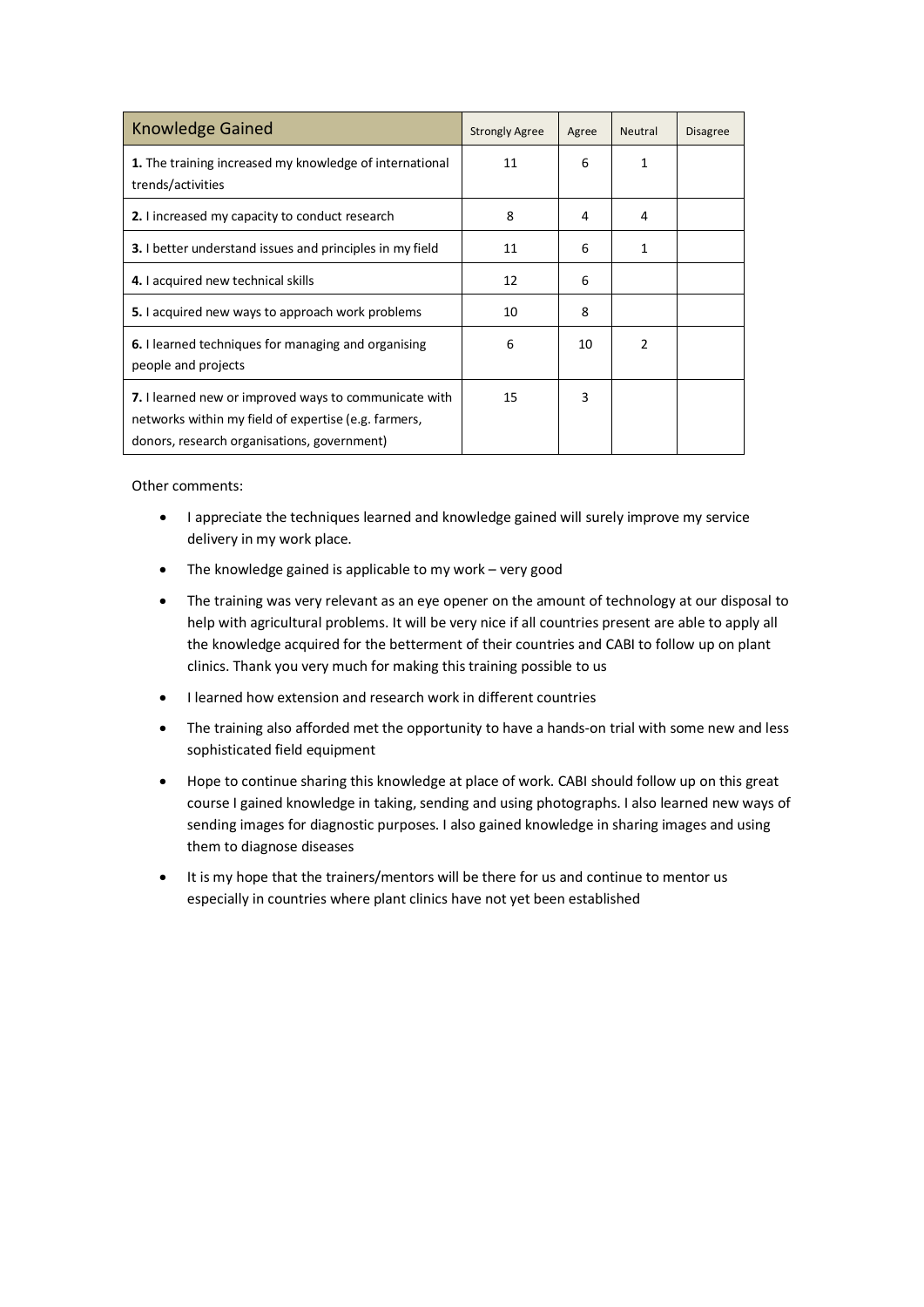| Knowledge Gained | Strongly Agree | Agree | Neutral | Disagree |
|---|---|---|---|---|
| **1.** The training increased my knowledge of international trends/activities | 11 | 6 | 1 | |
| **2.** I increased my capacity to conduct research | 8 | 4 | 4 | |
| **3.** I better understand issues and principles in my field | 11 | 6 | 1 | |
| **4.** I acquired new technical skills | 12 | 6 | | |
| **5.** I acquired new ways to approach work problems | 10 | 8 | | |
| **6.** I learned techniques for managing and organising people and projects | 6 | 10 | 2 | |
| **7.** I learned new or improved ways to communicate with networks within my field of expertise (e.g. farmers, donors, research organisations, government) | 15 | 3 | | |

Other comments:

- I appreciate the techniques learned and knowledge gained will surely improve my service delivery in my work place.
- The knowledge gained is applicable to my work – very good
- The training was very relevant as an eye opener on the amount of technology at our disposal to help with agricultural problems. It will be very nice if all countries present are able to apply all the knowledge acquired for the betterment of their countries and CABI to follow up on plant clinics. Thank you very much for making this training possible to us
- I learned how extension and research work in different countries
- The training also afforded met the opportunity to have a hands-on trial with some new and less sophisticated field equipment
- Hope to continue sharing this knowledge at place of work. CABI should follow up on this great course I gained knowledge in taking, sending and using photographs. I also learned new ways of sending images for diagnostic purposes. I also gained knowledge in sharing images and using them to diagnose diseases
- It is my hope that the trainers/mentors will be there for us and continue to mentor us especially in countries where plant clinics have not yet been established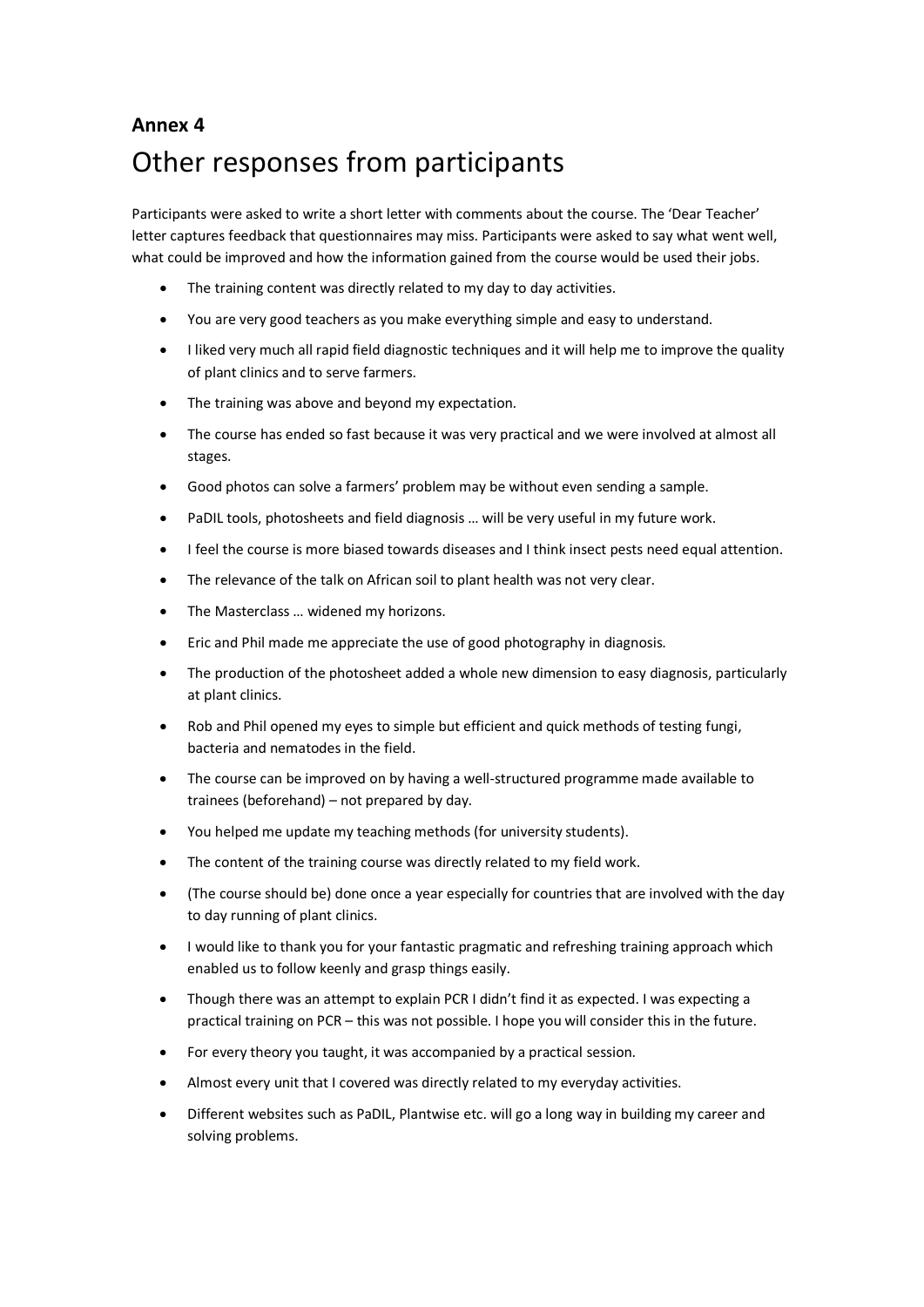**Annex 4**

# Other responses from participants

Participants were asked to write a short letter with comments about the course. The 'Dear Teacher' letter captures feedback that questionnaires may miss. Participants were asked to say what went well, what could be improved and how the information gained from the course would be used their jobs.

- The training content was directly related to my day to day activities.
- You are very good teachers as you make everything simple and easy to understand.
- I liked very much all rapid field diagnostic techniques and it will help me to improve the quality of plant clinics and to serve farmers.
- The training was above and beyond my expectation.
- The course has ended so fast because it was very practical and we were involved at almost all stages.
- Good photos can solve a farmers' problem may be without even sending a sample.
- PaDIL tools, photosheets and field diagnosis … will be very useful in my future work.
- I feel the course is more biased towards diseases and I think insect pests need equal attention.
- The relevance of the talk on African soil to plant health was not very clear.
- The Masterclass … widened my horizons.
- Eric and Phil made me appreciate the use of good photography in diagnosis.
- The production of the photosheet added a whole new dimension to easy diagnosis, particularly at plant clinics.
- Rob and Phil opened my eyes to simple but efficient and quick methods of testing fungi, bacteria and nematodes in the field.
- The course can be improved on by having a well-structured programme made available to trainees (beforehand) – not prepared by day.
- You helped me update my teaching methods (for university students).
- The content of the training course was directly related to my field work.
- (The course should be) done once a year especially for countries that are involved with the day to day running of plant clinics.
- I would like to thank you for your fantastic pragmatic and refreshing training approach which enabled us to follow keenly and grasp things easily.
- Though there was an attempt to explain PCR I didn't find it as expected. I was expecting a practical training on PCR – this was not possible. I hope you will consider this in the future.
- For every theory you taught, it was accompanied by a practical session.
- Almost every unit that I covered was directly related to my everyday activities.
- Different websites such as PaDIL, Plantwise etc. will go a long way in building my career and solving problems.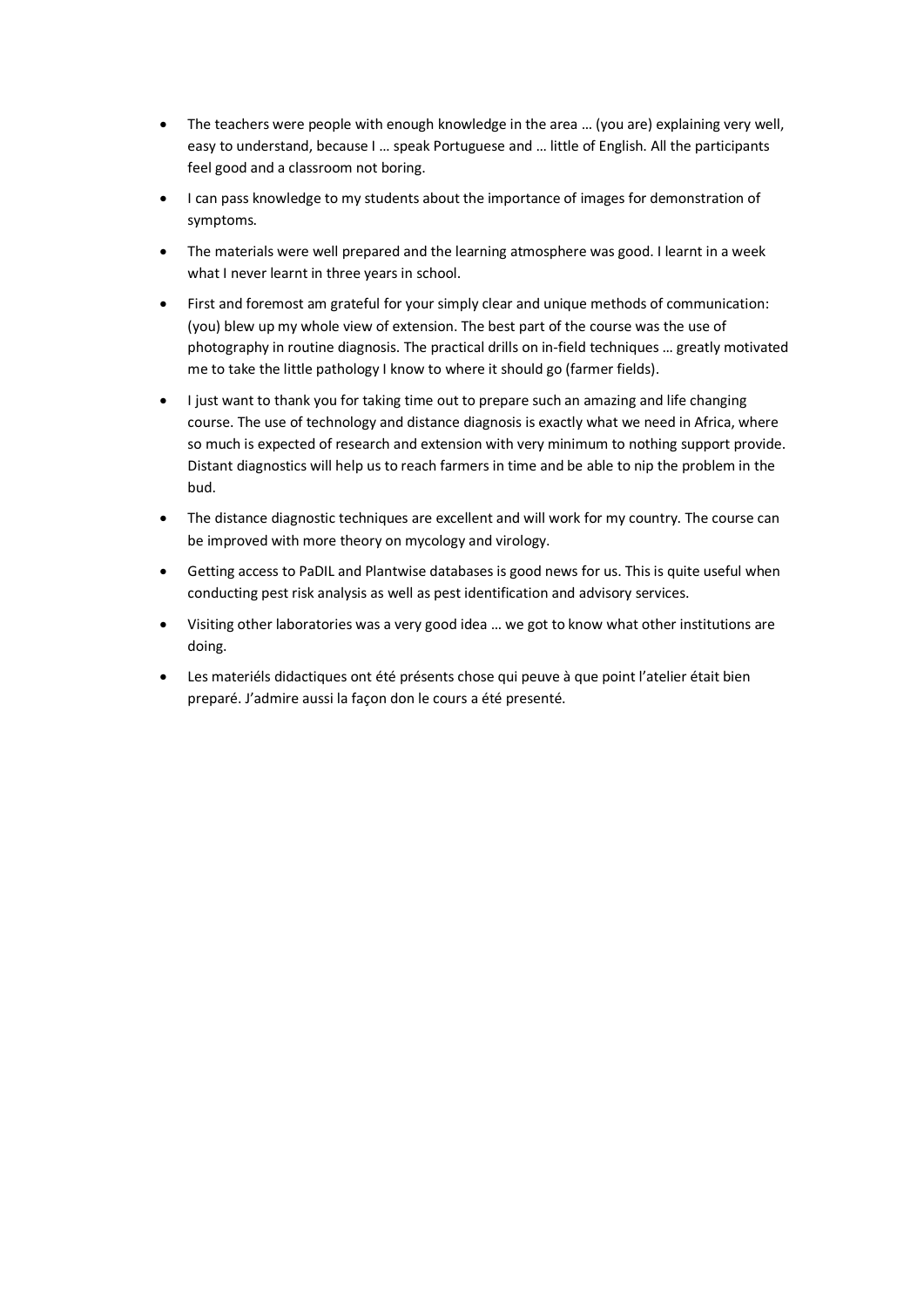- The teachers were people with enough knowledge in the area … (you are) explaining very well, easy to understand, because I … speak Portuguese and … little of English. All the participants feel good and a classroom not boring.
- I can pass knowledge to my students about the importance of images for demonstration of symptoms.
- The materials were well prepared and the learning atmosphere was good. I learnt in a week what I never learnt in three years in school.
- First and foremost am grateful for your simply clear and unique methods of communication: (you) blew up my whole view of extension. The best part of the course was the use of photography in routine diagnosis. The practical drills on in-field techniques … greatly motivated me to take the little pathology I know to where it should go (farmer fields).
- I just want to thank you for taking time out to prepare such an amazing and life changing course. The use of technology and distance diagnosis is exactly what we need in Africa, where so much is expected of research and extension with very minimum to nothing support provide. Distant diagnostics will help us to reach farmers in time and be able to nip the problem in the bud.
- The distance diagnostic techniques are excellent and will work for my country. The course can be improved with more theory on mycology and virology.
- Getting access to PaDIL and Plantwise databases is good news for us. This is quite useful when conducting pest risk analysis as well as pest identification and advisory services.
- Visiting other laboratories was a very good idea … we got to know what other institutions are doing.
- Les materiéls didactiques ont été présents chose qui peuve à que point l'atelier était bien preparé. J'admire aussi la façon don le cours a été presenté.